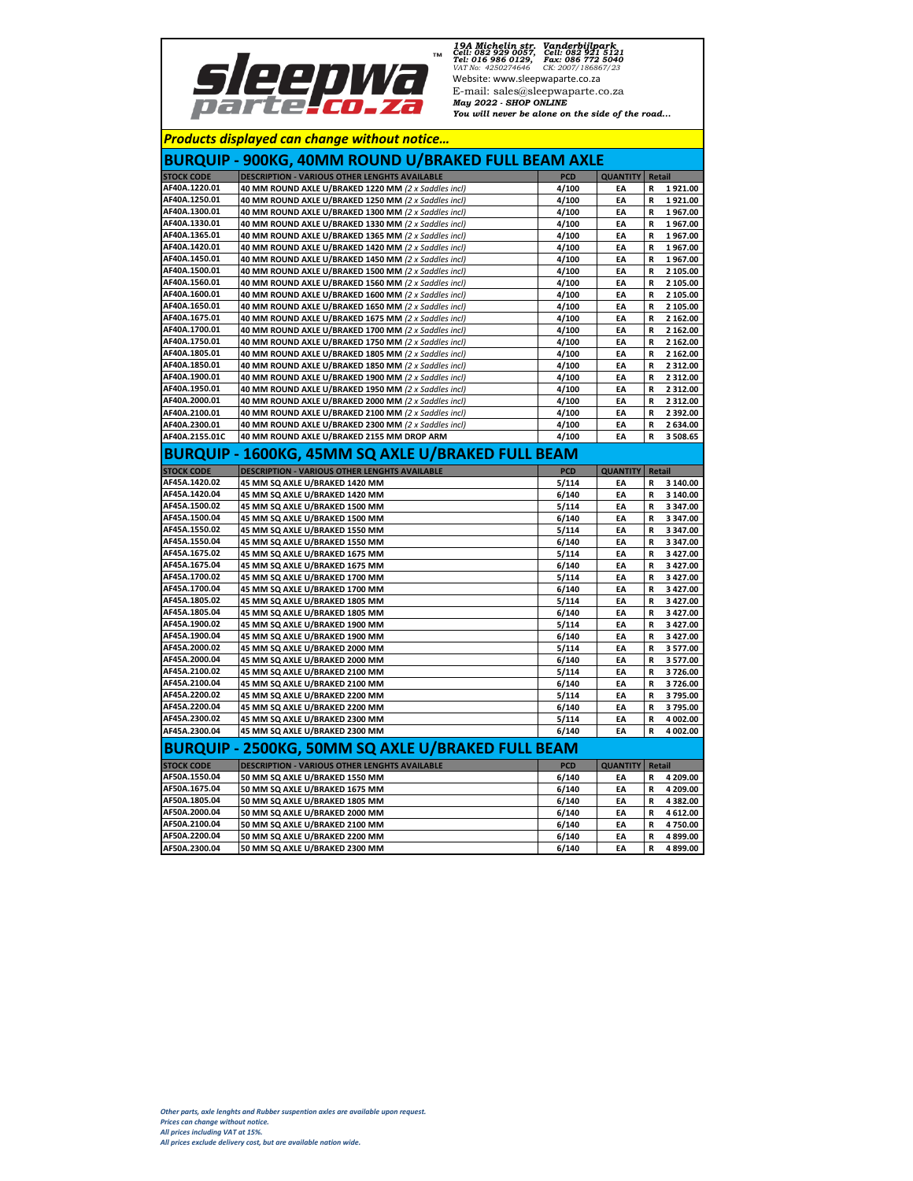**sleepwa parte.co.za** ™

*19A Michelin str. Vanderbijlpark*
*Cell: 082 929 0057, Cell: 082 921 5121*
*Tel: 016 986 0129, Fax: 086 772 5040*
*VAT No: 4250274646 CK: 2007/186867/23*
Website: www.sleepwaparte.co.za
E-mail: sales@sleepwaparte.co.za
*May 2022 - SHOP ONLINE*
*You will never be alone on the side of the road...*

***Products displayed can change without notice...***

## BURQUIP - 900KG, 40MM ROUND U/BRAKED FULL BEAM AXLE

| STOCK CODE | DESCRIPTION - VARIOUS OTHER LENGHTS AVAILABLE | PCD | QUANTITY | Retail |
|---|---|---|---|---|
| AF40A.1220.01 | 40 MM ROUND AXLE U/BRAKED 1220 MM *(2 x Saddles incl)* | 4/100 | EA | R 1 921.00 |
| AF40A.1250.01 | 40 MM ROUND AXLE U/BRAKED 1250 MM *(2 x Saddles incl)* | 4/100 | EA | R 1 921.00 |
| AF40A.1300.01 | 40 MM ROUND AXLE U/BRAKED 1300 MM *(2 x Saddles incl)* | 4/100 | EA | R 1 967.00 |
| AF40A.1330.01 | 40 MM ROUND AXLE U/BRAKED 1330 MM *(2 x Saddles incl)* | 4/100 | EA | R 1 967.00 |
| AF40A.1365.01 | 40 MM ROUND AXLE U/BRAKED 1365 MM *(2 x Saddles incl)* | 4/100 | EA | R 1 967.00 |
| AF40A.1420.01 | 40 MM ROUND AXLE U/BRAKED 1420 MM *(2 x Saddles incl)* | 4/100 | EA | R 1 967.00 |
| AF40A.1450.01 | 40 MM ROUND AXLE U/BRAKED 1450 MM *(2 x Saddles incl)* | 4/100 | EA | R 1 967.00 |
| AF40A.1500.01 | 40 MM ROUND AXLE U/BRAKED 1500 MM *(2 x Saddles incl)* | 4/100 | EA | R 2 105.00 |
| AF40A.1560.01 | 40 MM ROUND AXLE U/BRAKED 1560 MM *(2 x Saddles incl)* | 4/100 | EA | R 2 105.00 |
| AF40A.1600.01 | 40 MM ROUND AXLE U/BRAKED 1600 MM *(2 x Saddles incl)* | 4/100 | EA | R 2 105.00 |
| AF40A.1650.01 | 40 MM ROUND AXLE U/BRAKED 1650 MM *(2 x Saddles incl)* | 4/100 | EA | R 2 105.00 |
| AF40A.1675.01 | 40 MM ROUND AXLE U/BRAKED 1675 MM *(2 x Saddles incl)* | 4/100 | EA | R 2 162.00 |
| AF40A.1700.01 | 40 MM ROUND AXLE U/BRAKED 1700 MM *(2 x Saddles incl)* | 4/100 | EA | R 2 162.00 |
| AF40A.1750.01 | 40 MM ROUND AXLE U/BRAKED 1750 MM *(2 x Saddles incl)* | 4/100 | EA | R 2 162.00 |
| AF40A.1805.01 | 40 MM ROUND AXLE U/BRAKED 1805 MM *(2 x Saddles incl)* | 4/100 | EA | R 2 162.00 |
| AF40A.1850.01 | 40 MM ROUND AXLE U/BRAKED 1850 MM *(2 x Saddles incl)* | 4/100 | EA | R 2 312.00 |
| AF40A.1900.01 | 40 MM ROUND AXLE U/BRAKED 1900 MM *(2 x Saddles incl)* | 4/100 | EA | R 2 312.00 |
| AF40A.1950.01 | 40 MM ROUND AXLE U/BRAKED 1950 MM *(2 x Saddles incl)* | 4/100 | EA | R 2 312.00 |
| AF40A.2000.01 | 40 MM ROUND AXLE U/BRAKED 2000 MM *(2 x Saddles incl)* | 4/100 | EA | R 2 312.00 |
| AF40A.2100.01 | 40 MM ROUND AXLE U/BRAKED 2100 MM *(2 x Saddles incl)* | 4/100 | EA | R 2 392.00 |
| AF40A.2300.01 | 40 MM ROUND AXLE U/BRAKED 2300 MM *(2 x Saddles incl)* | 4/100 | EA | R 2 634.00 |
| AF40A.2155.01C | 40 MM ROUND AXLE U/BRAKED 2155 MM DROP ARM | 4/100 | EA | R 3 508.65 |

## BURQUIP - 1600KG, 45MM SQ AXLE U/BRAKED FULL BEAM

| STOCK CODE | DESCRIPTION - VARIOUS OTHER LENGHTS AVAILABLE | PCD | QUANTITY | Retail |
|---|---|---|---|---|
| AF45A.1420.02 | 45 MM SQ AXLE U/BRAKED 1420 MM | 5/114 | EA | R 3 140.00 |
| AF45A.1420.04 | 45 MM SQ AXLE U/BRAKED 1420 MM | 6/140 | EA | R 3 140.00 |
| AF45A.1500.02 | 45 MM SQ AXLE U/BRAKED 1500 MM | 5/114 | EA | R 3 347.00 |
| AF45A.1500.04 | 45 MM SQ AXLE U/BRAKED 1500 MM | 6/140 | EA | R 3 347.00 |
| AF45A.1550.02 | 45 MM SQ AXLE U/BRAKED 1550 MM | 5/114 | EA | R 3 347.00 |
| AF45A.1550.04 | 45 MM SQ AXLE U/BRAKED 1550 MM | 6/140 | EA | R 3 347.00 |
| AF45A.1675.02 | 45 MM SQ AXLE U/BRAKED 1675 MM | 5/114 | EA | R 3 427.00 |
| AF45A.1675.04 | 45 MM SQ AXLE U/BRAKED 1675 MM | 6/140 | EA | R 3 427.00 |
| AF45A.1700.02 | 45 MM SQ AXLE U/BRAKED 1700 MM | 5/114 | EA | R 3 427.00 |
| AF45A.1700.04 | 45 MM SQ AXLE U/BRAKED 1700 MM | 6/140 | EA | R 3 427.00 |
| AF45A.1805.02 | 45 MM SQ AXLE U/BRAKED 1805 MM | 5/114 | EA | R 3 427.00 |
| AF45A.1805.04 | 45 MM SQ AXLE U/BRAKED 1805 MM | 6/140 | EA | R 3 427.00 |
| AF45A.1900.02 | 45 MM SQ AXLE U/BRAKED 1900 MM | 5/114 | EA | R 3 427.00 |
| AF45A.1900.04 | 45 MM SQ AXLE U/BRAKED 1900 MM | 6/140 | EA | R 3 427.00 |
| AF45A.2000.02 | 45 MM SQ AXLE U/BRAKED 2000 MM | 5/114 | EA | R 3 577.00 |
| AF45A.2000.04 | 45 MM SQ AXLE U/BRAKED 2000 MM | 6/140 | EA | R 3 577.00 |
| AF45A.2100.02 | 45 MM SQ AXLE U/BRAKED 2100 MM | 5/114 | EA | R 3 726.00 |
| AF45A.2100.04 | 45 MM SQ AXLE U/BRAKED 2100 MM | 6/140 | EA | R 3 726.00 |
| AF45A.2200.02 | 45 MM SQ AXLE U/BRAKED 2200 MM | 5/114 | EA | R 3 795.00 |
| AF45A.2200.04 | 45 MM SQ AXLE U/BRAKED 2200 MM | 6/140 | EA | R 3 795.00 |
| AF45A.2300.02 | 45 MM SQ AXLE U/BRAKED 2300 MM | 5/114 | EA | R 4 002.00 |
| AF45A.2300.04 | 45 MM SQ AXLE U/BRAKED 2300 MM | 6/140 | EA | R 4 002.00 |

## BURQUIP - 2500KG, 50MM SQ AXLE U/BRAKED FULL BEAM

| STOCK CODE | DESCRIPTION - VARIOUS OTHER LENGHTS AVAILABLE | PCD | QUANTITY | Retail |
|---|---|---|---|---|
| AF50A.1550.04 | 50 MM SQ AXLE U/BRAKED 1550 MM | 6/140 | EA | R 4 209.00 |
| AF50A.1675.04 | 50 MM SQ AXLE U/BRAKED 1675 MM | 6/140 | EA | R 4 209.00 |
| AF50A.1805.04 | 50 MM SQ AXLE U/BRAKED 1805 MM | 6/140 | EA | R 4 382.00 |
| AF50A.2000.04 | 50 MM SQ AXLE U/BRAKED 2000 MM | 6/140 | EA | R 4 612.00 |
| AF50A.2100.04 | 50 MM SQ AXLE U/BRAKED 2100 MM | 6/140 | EA | R 4 750.00 |
| AF50A.2200.04 | 50 MM SQ AXLE U/BRAKED 2200 MM | 6/140 | EA | R 4 899.00 |
| AF50A.2300.04 | 50 MM SQ AXLE U/BRAKED 2300 MM | 6/140 | EA | R 4 899.00 |

*Other parts, axle lenghts and Rubber suspention axles are available upon request.*
*Prices can change without notice.*
*All prices including VAT at 15%.*
*All prices exclude delivery cost, but are available nation wide.*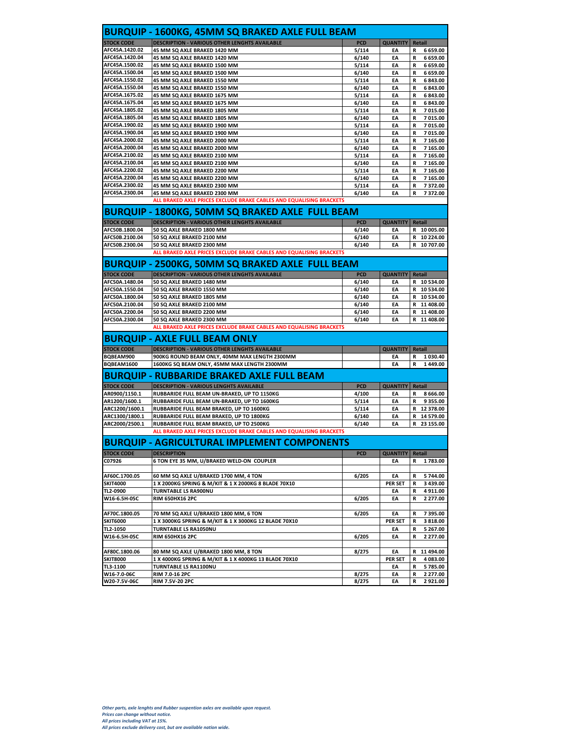## BURQUIP - 1600KG, 45MM SQ BRAKED AXLE FULL BEAM

| STOCK CODE | DESCRIPTION - VARIOUS OTHER LENGHTS AVAILABLE | PCD | QUANTITY | Retail |
|---|---|---|---|---|
| AFC45A.1420.02 | 45 MM SQ AXLE BRAKED 1420 MM | 5/114 | EA | R 6 659.00 |
| AFC45A.1420.04 | 45 MM SQ AXLE BRAKED 1420 MM | 6/140 | EA | R 6 659.00 |
| AFC45A.1500.02 | 45 MM SQ AXLE BRAKED 1500 MM | 5/114 | EA | R 6 659.00 |
| AFC45A.1500.04 | 45 MM SQ AXLE BRAKED 1500 MM | 6/140 | EA | R 6 659.00 |
| AFC45A.1550.02 | 45 MM SQ AXLE BRAKED 1550 MM | 5/114 | EA | R 6 843.00 |
| AFC45A.1550.04 | 45 MM SQ AXLE BRAKED 1550 MM | 6/140 | EA | R 6 843.00 |
| AFC45A.1675.02 | 45 MM SQ AXLE BRAKED 1675 MM | 5/114 | EA | R 6 843.00 |
| AFC45A.1675.04 | 45 MM SQ AXLE BRAKED 1675 MM | 6/140 | EA | R 6 843.00 |
| AFC45A.1805.02 | 45 MM SQ AXLE BRAKED 1805 MM | 5/114 | EA | R 7 015.00 |
| AFC45A.1805.04 | 45 MM SQ AXLE BRAKED 1805 MM | 6/140 | EA | R 7 015.00 |
| AFC45A.1900.02 | 45 MM SQ AXLE BRAKED 1900 MM | 5/114 | EA | R 7 015.00 |
| AFC45A.1900.04 | 45 MM SQ AXLE BRAKED 1900 MM | 6/140 | EA | R 7 015.00 |
| AFC45A.2000.02 | 45 MM SQ AXLE BRAKED 2000 MM | 5/114 | EA | R 7 165.00 |
| AFC45A.2000.04 | 45 MM SQ AXLE BRAKED 2000 MM | 6/140 | EA | R 7 165.00 |
| AFC45A.2100.02 | 45 MM SQ AXLE BRAKED 2100 MM | 5/114 | EA | R 7 165.00 |
| AFC45A.2100.04 | 45 MM SQ AXLE BRAKED 2100 MM | 6/140 | EA | R 7 165.00 |
| AFC45A.2200.02 | 45 MM SQ AXLE BRAKED 2200 MM | 5/114 | EA | R 7 165.00 |
| AFC45A.2200.04 | 45 MM SQ AXLE BRAKED 2200 MM | 6/140 | EA | R 7 165.00 |
| AFC45A.2300.02 | 45 MM SQ AXLE BRAKED 2300 MM | 5/114 | EA | R 7 372.00 |
| AFC45A.2300.04 | 45 MM SQ AXLE BRAKED 2300 MM | 6/140 | EA | R 7 372.00 |
| | ALL BRAKED AXLE PRICES EXCLUDE BRAKE CABLES AND EQUALISING BRACKETS | | | |

## BURQUIP - 1800KG, 50MM SQ BRAKED AXLE FULL BEAM

| STOCK CODE | DESCRIPTION - VARIOUS OTHER LENGHTS AVAILABLE | PCD | QUANTITY | Retail |
|---|---|---|---|---|
| AFC50B.1800.04 | 50 SQ AXLE BRAKED 1800 MM | 6/140 | EA | R 10 005.00 |
| AFC50B.2100.04 | 50 SQ AXLE BRAKED 2100 MM | 6/140 | EA | R 10 224.00 |
| AFC50B.2300.04 | 50 SQ AXLE BRAKED 2300 MM | 6/140 | EA | R 10 707.00 |
| | ALL BRAKED AXLE PRICES EXCLUDE BRAKE CABLES AND EQUALISING BRACKETS | | | |

## BURQUIP - 2500KG, 50MM SQ BRAKED AXLE FULL BEAM

| STOCK CODE | DESCRIPTION - VARIOUS OTHER LENGHTS AVAILABLE | PCD | QUANTITY | Retail |
|---|---|---|---|---|
| AFC50A.1480.04 | 50 SQ AXLE BRAKED 1480 MM | 6/140 | EA | R 10 534.00 |
| AFC50A.1550.04 | 50 SQ AXLE BRAKED 1550 MM | 6/140 | EA | R 10 534.00 |
| AFC50A.1800.04 | 50 SQ AXLE BRAKED 1805 MM | 6/140 | EA | R 10 534.00 |
| AFC50A.2100.04 | 50 SQ AXLE BRAKED 2100 MM | 6/140 | EA | R 11 408.00 |
| AFC50A.2200.04 | 50 SQ AXLE BRAKED 2200 MM | 6/140 | EA | R 11 408.00 |
| AFC50A.2300.04 | 50 SQ AXLE BRAKED 2300 MM | 6/140 | EA | R 11 408.00 |
| | ALL BRAKED AXLE PRICES EXCLUDE BRAKE CABLES AND EQUALISING BRACKETS | | | |

## BURQUIP - AXLE FULL BEAM ONLY

| STOCK CODE | DESCRIPTION - VARIOUS OTHER LENGHTS AVAILABLE | | QUANTITY | Retail |
|---|---|---|---|---|
| BQBEAM900 | 900KG ROUND BEAM ONLY, 40MM MAX LENGTH 2300MM | | EA | R 1 030.40 |
| BQBEAM1600 | 1600KG SQ BEAM ONLY, 45MM MAX LENGTH 2300MM | | EA | R 1 449.00 |

## BURQUIP - RUBBARIDE BRAKED AXLE FULL BEAM

| STOCK CODE | DESCRIPTION - VARIOUS LENGHTS AVAILABLE | PCD | QUANTITY | Retail |
|---|---|---|---|---|
| AR0900/1150.1 | RUBBARIDE FULL BEAM UN-BRAKED, UP TO 1150KG | 4/100 | EA | R 8 666.00 |
| AR1200/1600.1 | RUBBARIDE FULL BEAM UN-BRAKED, UP TO 1600KG | 5/114 | EA | R 9 355.00 |
| ARC1200/1600.1 | RUBBARIDE FULL BEAM BRAKED, UP TO 1600KG | 5/114 | EA | R 12 378.00 |
| ARC1300/1800.1 | RUBBARIDE FULL BEAM BRAKED, UP TO 1800KG | 6/140 | EA | R 14 579.00 |
| ARC2000/2500.1 | RUBBARIDE FULL BEAM BRAKED, UP TO 2500KG | 6/140 | EA | R 23 155.00 |
| | ALL BRAKED AXLE PRICES EXCLUDE BRAKE CABLES AND EQUALISING BRACKETS | | | |

## BURQUIP - AGRICULTURAL IMPLEMENT COMPONENTS

| STOCK CODE | DESCRIPTION | PCD | QUANTITY | Retail |
|---|---|---|---|---|
| C07926 | 6 TON EYE 35 MM, U/BRAKED WELD-ON COUPLER | | EA | R 1 783.00 |
| | | | | |
| AF60C.1700.05 | 60 MM SQ AXLE U/BRAKED 1700 MM, 4 TON | 6/205 | EA | R 5 744.00 |
| SKIT4000 | 1 X 2000KG SPRING & M/KIT & 1 X 2000KG 8 BLADE 70X10 | | PER SET | R 3 439.00 |
| TL2-0900 | TURNTABLE LS RA900NU | | EA | R 4 911.00 |
| W16-6.5H-05C | RIM 650HX16 2PC | 6/205 | EA | R 2 277.00 |
| | | | | |
| AF70C.1800.05 | 70 MM SQ AXLE U/BRAKED 1800 MM, 6 TON | 6/205 | EA | R 7 395.00 |
| SKIT6000 | 1 X 3000KG SPRING & M/KIT & 1 X 3000KG 12 BLADE 70X10 | | PER SET | R 3 818.00 |
| TL2-1050 | TURNTABLE LS RA1050NU | | EA | R 5 267.00 |
| W16-6.5H-05C | RIM 650HX16 2PC | 6/205 | EA | R 2 277.00 |
| | | | | |
| AF80C.1800.06 | 80 MM SQ AXLE U/BRAKED 1800 MM, 8 TON | 8/275 | EA | R 11 494.00 |
| SKIT8000 | 1 X 4000KG SPRING & M/KIT & 1 X 4000KG 13 BLADE 70X10 | | PER SET | R 4 083.00 |
| TL3-1100 | TURNTABLE LS RA1100NU | | EA | R 5 785.00 |
| W16-7.0-06C | RIM 7.0-16 2PC | 8/275 | EA | R 2 277.00 |
| W20-7.5V-06C | RIM 7.5V-20 2PC | 8/275 | EA | R 2 921.00 |

*Other parts, axle lenghts and Rubber suspention axles are available upon request.*
*Prices can change without notice.*
*All prices including VAT at 15%.*
*All prices exclude delivery cost, but are available nation wide.*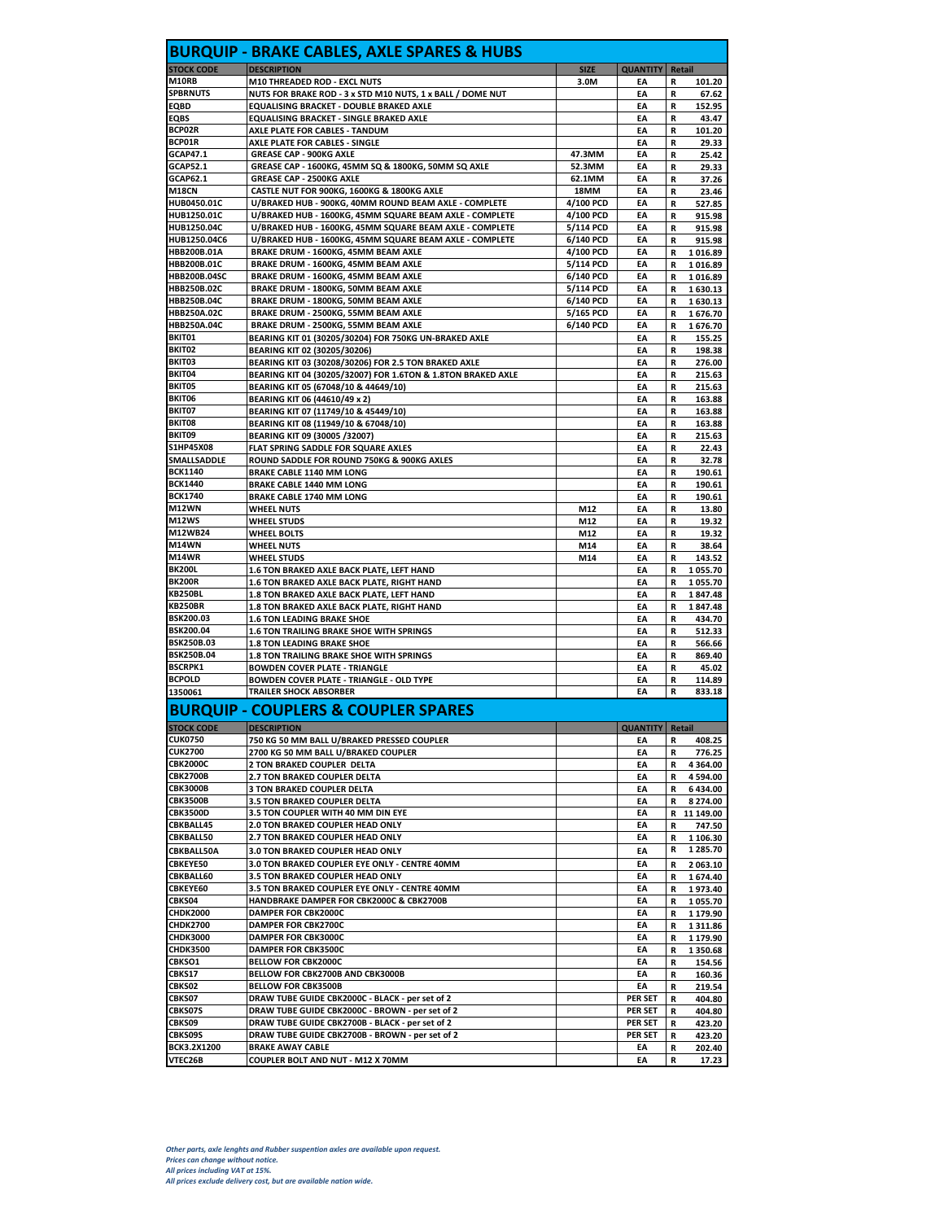## BURQUIP - BRAKE CABLES, AXLE SPARES & HUBS

| STOCK CODE | DESCRIPTION | SIZE | QUANTITY | Retail |
|---|---|---|---|---|
| M10RB | M10 THREADED ROD - EXCL NUTS | 3.0M | EA | R 101.20 |
| SPBRNUTS | NUTS FOR BRAKE ROD - 3 x STD M10 NUTS, 1 x BALL / DOME NUT | | EA | R 67.62 |
| EQBD | EQUALISING BRACKET - DOUBLE BRAKED AXLE | | EA | R 152.95 |
| EQBS | EQUALISING BRACKET - SINGLE BRAKED AXLE | | EA | R 43.47 |
| BCP02R | AXLE PLATE FOR CABLES - TANDUM | | EA | R 101.20 |
| BCP01R | AXLE PLATE FOR CABLES - SINGLE | | EA | R 29.33 |
| GCAP47.1 | GREASE CAP - 900KG AXLE | 47.3MM | EA | R 25.42 |
| GCAP52.1 | GREASE CAP - 1600KG, 45MM SQ & 1800KG, 50MM SQ AXLE | 52.3MM | EA | R 29.33 |
| GCAP62.1 | GREASE CAP - 2500KG AXLE | 62.1MM | EA | R 37.26 |
| M18CN | CASTLE NUT FOR 900KG, 1600KG & 1800KG AXLE | 18MM | EA | R 23.46 |
| HUB0450.01C | U/BRAKED HUB - 900KG, 40MM ROUND BEAM AXLE - COMPLETE | 4/100 PCD | EA | R 527.85 |
| HUB1250.01C | U/BRAKED HUB - 1600KG, 45MM SQUARE BEAM AXLE - COMPLETE | 4/100 PCD | EA | R 915.98 |
| HUB1250.04C | U/BRAKED HUB - 1600KG, 45MM SQUARE BEAM AXLE - COMPLETE | 5/114 PCD | EA | R 915.98 |
| HUB1250.04C6 | U/BRAKED HUB - 1600KG, 45MM SQUARE BEAM AXLE - COMPLETE | 6/140 PCD | EA | R 915.98 |
| HBB200B.01A | BRAKE DRUM - 1600KG, 45MM BEAM AXLE | 4/100 PCD | EA | R 1 016.89 |
| HBB200B.01C | BRAKE DRUM - 1600KG, 45MM BEAM AXLE | 5/114 PCD | EA | R 1 016.89 |
| HBB200B.04SC | BRAKE DRUM - 1600KG, 45MM BEAM AXLE | 6/140 PCD | EA | R 1 016.89 |
| HBB250B.02C | BRAKE DRUM - 1800KG, 50MM BEAM AXLE | 5/114 PCD | EA | R 1 630.13 |
| HBB250B.04C | BRAKE DRUM - 1800KG, 50MM BEAM AXLE | 6/140 PCD | EA | R 1 630.13 |
| HBB250A.02C | BRAKE DRUM - 2500KG, 55MM BEAM AXLE | 5/165 PCD | EA | R 1 676.70 |
| HBB250A.04C | BRAKE DRUM - 2500KG, 55MM BEAM AXLE | 6/140 PCD | EA | R 1 676.70 |
| BKIT01 | BEARING KIT 01 (30205/30204) FOR 750KG UN-BRAKED AXLE | | EA | R 155.25 |
| BKIT02 | BEARING KIT 02 (30205/30206) | | EA | R 198.38 |
| BKIT03 | BEARING KIT 03 (30208/30206) FOR 2.5 TON BRAKED AXLE | | EA | R 276.00 |
| BKIT04 | BEARING KIT 04 (30205/32007) FOR 1.6TON & 1.8TON BRAKED AXLE | | EA | R 215.63 |
| BKIT05 | BEARING KIT 05 (67048/10 & 44649/10) | | EA | R 215.63 |
| BKIT06 | BEARING KIT 06 (44610/49 x 2) | | EA | R 163.88 |
| BKIT07 | BEARING KIT 07 (11749/10 & 45449/10) | | EA | R 163.88 |
| BKIT08 | BEARING KIT 08 (11949/10 & 67048/10) | | EA | R 163.88 |
| BKIT09 | BEARING KIT 09 (30005 /32007) | | EA | R 215.63 |
| S1HP45X08 | FLAT SPRING SADDLE FOR SQUARE AXLES | | EA | R 22.43 |
| SMALLSADDLE | ROUND SADDLE FOR ROUND 750KG & 900KG AXLES | | EA | R 32.78 |
| BCK1140 | BRAKE CABLE 1140 MM LONG | | EA | R 190.61 |
| BCK1440 | BRAKE CABLE 1440 MM LONG | | EA | R 190.61 |
| BCK1740 | BRAKE CABLE 1740 MM LONG | | EA | R 190.61 |
| M12WN | WHEEL NUTS | M12 | EA | R 13.80 |
| M12WS | WHEEL STUDS | M12 | EA | R 19.32 |
| M12WB24 | WHEEL BOLTS | M12 | EA | R 19.32 |
| M14WN | WHEEL NUTS | M14 | EA | R 38.64 |
| M14WR | WHEEL STUDS | M14 | EA | R 143.52 |
| BK200L | 1.6 TON BRAKED AXLE BACK PLATE, LEFT HAND | | EA | R 1 055.70 |
| BK200R | 1.6 TON BRAKED AXLE BACK PLATE, RIGHT HAND | | EA | R 1 055.70 |
| KB250BL | 1.8 TON BRAKED AXLE BACK PLATE, LEFT HAND | | EA | R 1 847.48 |
| KB250BR | 1.8 TON BRAKED AXLE BACK PLATE, RIGHT HAND | | EA | R 1 847.48 |
| BSK200.03 | 1.6 TON LEADING BRAKE SHOE | | EA | R 434.70 |
| BSK200.04 | 1.6 TON TRAILING BRAKE SHOE WITH SPRINGS | | EA | R 512.33 |
| BSK250B.03 | 1.8 TON LEADING BRAKE SHOE | | EA | R 566.66 |
| BSK250B.04 | 1.8 TON TRAILING BRAKE SHOE WITH SPRINGS | | EA | R 869.40 |
| BSCRPK1 | BOWDEN COVER PLATE - TRIANGLE | | EA | R 45.02 |
| BCPOLD | BOWDEN COVER PLATE - TRIANGLE - OLD TYPE | | EA | R 114.89 |
| 1350061 | TRAILER SHOCK ABSORBER | | EA | R 833.18 |

## BURQUIP - COUPLERS & COUPLER SPARES

| STOCK CODE | DESCRIPTION | | QUANTITY | Retail |
|---|---|---|---|---|
| CUK0750 | 750 KG 50 MM BALL U/BRAKED PRESSED COUPLER | | EA | R 408.25 |
| CUK2700 | 2700 KG 50 MM BALL U/BRAKED COUPLER | | EA | R 776.25 |
| CBK2000C | 2 TON BRAKED COUPLER DELTA | | EA | R 4 364.00 |
| CBK2700B | 2.7 TON BRAKED COUPLER DELTA | | EA | R 4 594.00 |
| CBK3000B | 3 TON BRAKED COUPLER DELTA | | EA | R 6 434.00 |
| CBK3500B | 3.5 TON BRAKED COUPLER DELTA | | EA | R 8 274.00 |
| CBK3500D | 3.5 TON COUPLER WITH 40 MM DIN EYE | | EA | R 11 149.00 |
| CBKBALL45 | 2.0 TON BRAKED COUPLER HEAD ONLY | | EA | R 747.50 |
| CBKBALL50 | 2.7 TON BRAKED COUPLER HEAD ONLY | | EA | R 1 106.30 |
| CBKBALL50A | 3.0 TON BRAKED COUPLER HEAD ONLY | | EA | R 1 285.70 |
| CBKEYE50 | 3.0 TON BRAKED COUPLER EYE ONLY - CENTRE 40MM | | EA | R 2 063.10 |
| CBKBALL60 | 3.5 TON BRAKED COUPLER HEAD ONLY | | EA | R 1 674.40 |
| CBKEYE60 | 3.5 TON BRAKED COUPLER EYE ONLY - CENTRE 40MM | | EA | R 1 973.40 |
| CBKS04 | HANDBRAKE DAMPER FOR CBK2000C & CBK2700B | | EA | R 1 055.70 |
| CHDK2000 | DAMPER FOR CBK2000C | | EA | R 1 179.90 |
| CHDK2700 | DAMPER FOR CBK2700C | | EA | R 1 311.86 |
| CHDK3000 | DAMPER FOR CBK3000C | | EA | R 1 179.90 |
| CHDK3500 | DAMPER FOR CBK3500C | | EA | R 1 350.68 |
| CBKSO1 | BELLOW FOR CBK2000C | | EA | R 154.56 |
| CBKS17 | BELLOW FOR CBK2700B AND CBK3000B | | EA | R 160.36 |
| CBKS02 | BELLOW FOR CBK3500B | | EA | R 219.54 |
| CBKS07 | DRAW TUBE GUIDE CBK2000C - BLACK - per set of 2 | | PER SET | R 404.80 |
| CBKS07S | DRAW TUBE GUIDE CBK2000C - BROWN - per set of 2 | | PER SET | R 404.80 |
| CBKS09 | DRAW TUBE GUIDE CBK2700B - BLACK - per set of 2 | | PER SET | R 423.20 |
| CBKS09S | DRAW TUBE GUIDE CBK2700B - BROWN - per set of 2 | | PER SET | R 423.20 |
| BCK3.2X1200 | BRAKE AWAY CABLE | | EA | R 202.40 |
| VTEC26B | COUPLER BOLT AND NUT - M12 X 70MM | | EA | R 17.23 |

*Other parts, axle lenghts and Rubber suspention axles are available upon request.*
*Prices can change without notice.*
*All prices including VAT at 15%.*
*All prices exclude delivery cost, but are available nation wide.*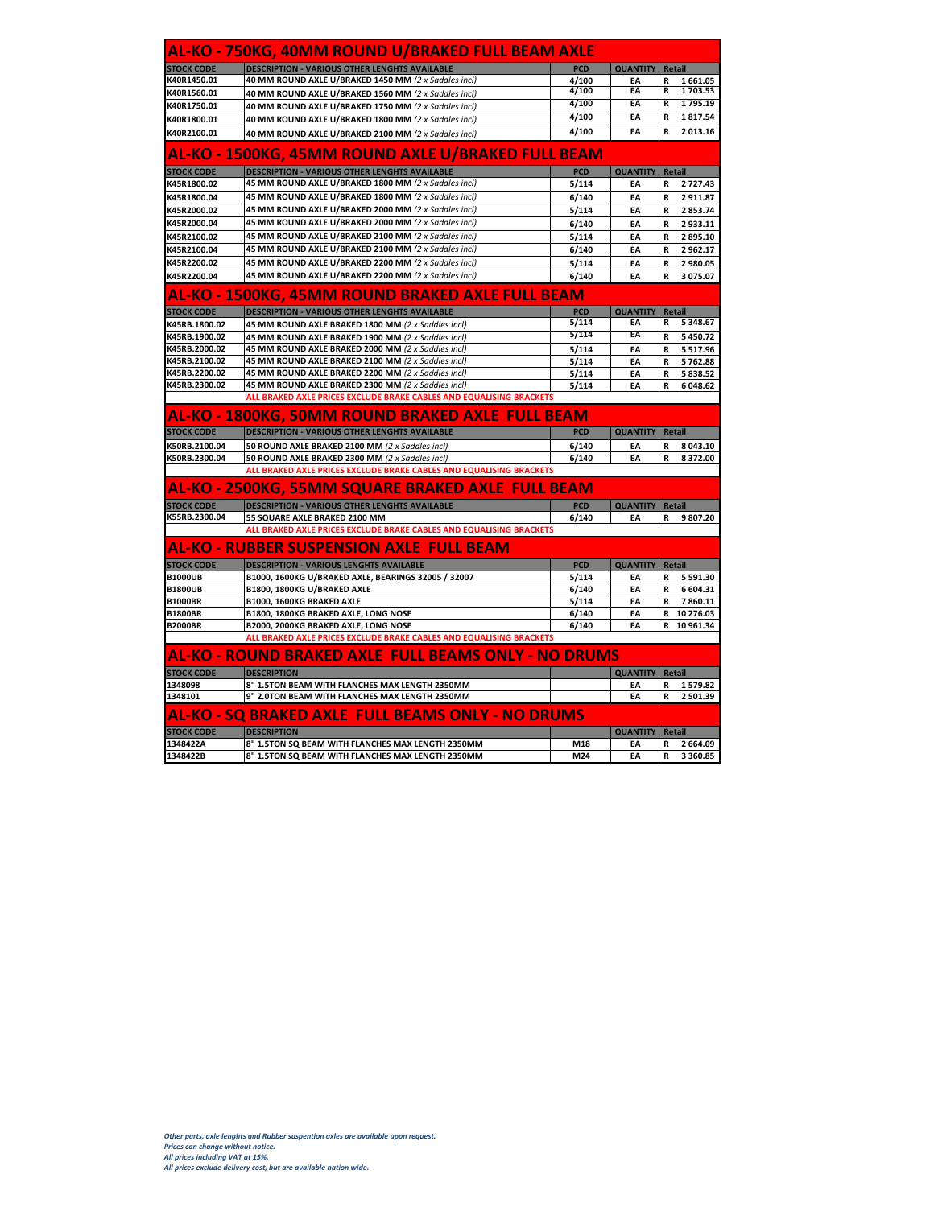## AL-KO - 750KG, 40MM ROUND U/BRAKED FULL BEAM AXLE

| STOCK CODE | DESCRIPTION - VARIOUS OTHER LENGHTS AVAILABLE | PCD | QUANTITY | Retail |
|---|---|---|---|---|
| K40R1450.01 | 40 MM ROUND AXLE U/BRAKED 1450 MM *(2 x Saddles incl)* | 4/100 | EA | R 1 661.05 |
| K40R1560.01 | 40 MM ROUND AXLE U/BRAKED 1560 MM *(2 x Saddles incl)* | 4/100 | EA | R 1 703.53 |
| K40R1750.01 | 40 MM ROUND AXLE U/BRAKED 1750 MM *(2 x Saddles incl)* | 4/100 | EA | R 1 795.19 |
| K40R1800.01 | 40 MM ROUND AXLE U/BRAKED 1800 MM *(2 x Saddles incl)* | 4/100 | EA | R 1 817.54 |
| K40R2100.01 | 40 MM ROUND AXLE U/BRAKED 2100 MM *(2 x Saddles incl)* | 4/100 | EA | R 2 013.16 |

## AL-KO - 1500KG, 45MM ROUND AXLE U/BRAKED FULL BEAM

| STOCK CODE | DESCRIPTION - VARIOUS OTHER LENGHTS AVAILABLE | PCD | QUANTITY | Retail |
|---|---|---|---|---|
| K45R1800.02 | 45 MM ROUND AXLE U/BRAKED 1800 MM *(2 x Saddles incl)* | 5/114 | EA | R 2 727.43 |
| K45R1800.04 | 45 MM ROUND AXLE U/BRAKED 1800 MM *(2 x Saddles incl)* | 6/140 | EA | R 2 911.87 |
| K45R2000.02 | 45 MM ROUND AXLE U/BRAKED 2000 MM *(2 x Saddles incl)* | 5/114 | EA | R 2 853.74 |
| K45R2000.04 | 45 MM ROUND AXLE U/BRAKED 2000 MM *(2 x Saddles incl)* | 6/140 | EA | R 2 933.11 |
| K45R2100.02 | 45 MM ROUND AXLE U/BRAKED 2100 MM *(2 x Saddles incl)* | 5/114 | EA | R 2 895.10 |
| K45R2100.04 | 45 MM ROUND AXLE U/BRAKED 2100 MM *(2 x Saddles incl)* | 6/140 | EA | R 2 962.17 |
| K45R2200.02 | 45 MM ROUND AXLE U/BRAKED 2200 MM *(2 x Saddles incl)* | 5/114 | EA | R 2 980.05 |
| K45R2200.04 | 45 MM ROUND AXLE U/BRAKED 2200 MM *(2 x Saddles incl)* | 6/140 | EA | R 3 075.07 |

## AL-KO - 1500KG, 45MM ROUND BRAKED AXLE FULL BEAM

| STOCK CODE | DESCRIPTION - VARIOUS OTHER LENGHTS AVAILABLE | PCD | QUANTITY | Retail |
|---|---|---|---|---|
| K45RB.1800.02 | 45 MM ROUND AXLE BRAKED 1800 MM *(2 x Saddles incl)* | 5/114 | EA | R 5 348.67 |
| K45RB.1900.02 | 45 MM ROUND AXLE BRAKED 1900 MM *(2 x Saddles incl)* | 5/114 | EA | R 5 450.72 |
| K45RB.2000.02 | 45 MM ROUND AXLE BRAKED 2000 MM *(2 x Saddles incl)* | 5/114 | EA | R 5 517.96 |
| K45RB.2100.02 | 45 MM ROUND AXLE BRAKED 2100 MM *(2 x Saddles incl)* | 5/114 | EA | R 5 762.88 |
| K45RB.2200.02 | 45 MM ROUND AXLE BRAKED 2200 MM *(2 x Saddles incl)* | 5/114 | EA | R 5 838.52 |
| K45RB.2300.02 | 45 MM ROUND AXLE BRAKED 2300 MM *(2 x Saddles incl)* | 5/114 | EA | R 6 048.62 |
| | ALL BRAKED AXLE PRICES EXCLUDE BRAKE CABLES AND EQUALISING BRACKETS | | | |

## AL-KO - 1800KG, 50MM ROUND BRAKED AXLE FULL BEAM

| STOCK CODE | DESCRIPTION - VARIOUS OTHER LENGHTS AVAILABLE | PCD | QUANTITY | Retail |
|---|---|---|---|---|
| K50RB.2100.04 | 50 ROUND AXLE BRAKED 2100 MM *(2 x Saddles incl)* | 6/140 | EA | R 8 043.10 |
| K50RB.2300.04 | 50 ROUND AXLE BRAKED 2300 MM *(2 x Saddles incl)* | 6/140 | EA | R 8 372.00 |
| | ALL BRAKED AXLE PRICES EXCLUDE BRAKE CABLES AND EQUALISING BRACKETS | | | |

## AL-KO - 2500KG, 55MM SQUARE BRAKED AXLE FULL BEAM

| STOCK CODE | DESCRIPTION - VARIOUS OTHER LENGHTS AVAILABLE | PCD | QUANTITY | Retail |
|---|---|---|---|---|
| K55RB.2300.04 | 55 SQUARE AXLE BRAKED 2100 MM | 6/140 | EA | R 9 807.20 |
| | ALL BRAKED AXLE PRICES EXCLUDE BRAKE CABLES AND EQUALISING BRACKETS | | | |

## AL-KO - RUBBER SUSPENSION AXLE FULL BEAM

| STOCK CODE | DESCRIPTION - VARIOUS LENGHTS AVAILABLE | PCD | QUANTITY | Retail |
|---|---|---|---|---|
| B1000UB | B1000, 1600KG U/BRAKED AXLE, BEARINGS 32005 / 32007 | 5/114 | EA | R 5 591.30 |
| B1800UB | B1800, 1800KG U/BRAKED AXLE | 6/140 | EA | R 6 604.31 |
| B1000BR | B1000, 1600KG BRAKED AXLE | 5/114 | EA | R 7 860.11 |
| B1800BR | B1800, 1800KG BRAKED AXLE, LONG NOSE | 6/140 | EA | R 10 276.03 |
| B2000BR | B2000, 2000KG BRAKED AXLE, LONG NOSE | 6/140 | EA | R 10 961.34 |
| | ALL BRAKED AXLE PRICES EXCLUDE BRAKE CABLES AND EQUALISING BRACKETS | | | |

## AL-KO - ROUND BRAKED AXLE FULL BEAMS ONLY - NO DRUMS

| STOCK CODE | DESCRIPTION | | QUANTITY | Retail |
|---|---|---|---|---|
| 1348098 | 8" 1.5TON BEAM WITH FLANCHES MAX LENGTH 2350MM | | EA | R 1 579.82 |
| 1348101 | 9" 2.0TON BEAM WITH FLANCHES MAX LENGTH 2350MM | | EA | R 2 501.39 |

## AL-KO - SQ BRAKED AXLE FULL BEAMS ONLY - NO DRUMS

| STOCK CODE | DESCRIPTION | | QUANTITY | Retail |
|---|---|---|---|---|
| 1348422A | 8" 1.5TON SQ BEAM WITH FLANCHES MAX LENGTH 2350MM | M18 | EA | R 2 664.09 |
| 1348422B | 8" 1.5TON SQ BEAM WITH FLANCHES MAX LENGTH 2350MM | M24 | EA | R 3 360.85 |

*Other parts, axle lenghts and Rubber suspention axles are available upon request.*
*Prices can change without notice.*
*All prices including VAT at 15%.*
*All prices exclude delivery cost, but are available nation wide.*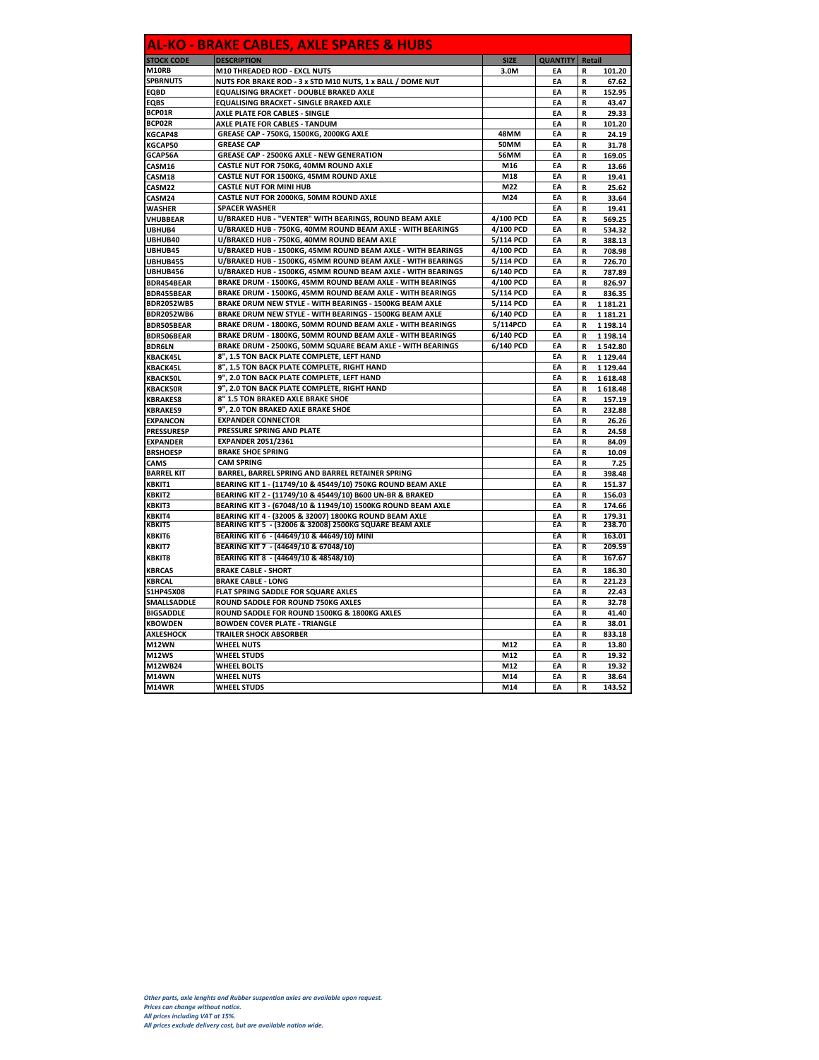# AL-KO - BRAKE CABLES, AXLE SPARES & HUBS

| STOCK CODE | DESCRIPTION | SIZE | QUANTITY | Retail | |
|---|---|---|---|---|---|
| M10RB | M10 THREADED ROD - EXCL NUTS | 3.0M | EA | R | 101.20 |
| SPBRNUTS | NUTS FOR BRAKE ROD - 3 x STD M10 NUTS, 1 x BALL / DOME NUT | | EA | R | 67.62 |
| EQBD | EQUALISING BRACKET - DOUBLE BRAKED AXLE | | EA | R | 152.95 |
| EQBS | EQUALISING BRACKET - SINGLE BRAKED AXLE | | EA | R | 43.47 |
| BCP01R | AXLE PLATE FOR CABLES - SINGLE | | EA | R | 29.33 |
| BCP02R | AXLE PLATE FOR CABLES - TANDUM | | EA | R | 101.20 |
| KGCAP48 | GREASE CAP - 750KG, 1500KG, 2000KG AXLE | 48MM | EA | R | 24.19 |
| KGCAP50 | GREASE CAP | 50MM | EA | R | 31.78 |
| GCAP56A | GREASE CAP - 2500KG AXLE - NEW GENERATION | 56MM | EA | R | 169.05 |
| CASM16 | CASTLE NUT FOR 750KG, 40MM ROUND AXLE | M16 | EA | R | 13.66 |
| CASM18 | CASTLE NUT FOR 1500KG, 45MM ROUND AXLE | M18 | EA | R | 19.41 |
| CASM22 | CASTLE NUT FOR MINI HUB | M22 | EA | R | 25.62 |
| CASM24 | CASTLE NUT FOR 2000KG, 50MM ROUND AXLE | M24 | EA | R | 33.64 |
| WASHER | SPACER WASHER | | EA | R | 19.41 |
| VHUBBEAR | U/BRAKED HUB - "VENTER" WITH BEARINGS, ROUND BEAM AXLE | 4/100 PCD | EA | R | 569.25 |
| UBHUB4 | U/BRAKED HUB - 750KG, 40MM ROUND BEAM AXLE - WITH BEARINGS | 4/100 PCD | EA | R | 534.32 |
| UBHUB40 | U/BRAKED HUB - 750KG, 40MM ROUND BEAM AXLE | 5/114 PCD | EA | R | 388.13 |
| UBHUB45 | U/BRAKED HUB - 1500KG, 45MM ROUND BEAM AXLE - WITH BEARINGS | 4/100 PCD | EA | R | 708.98 |
| UBHUB455 | U/BRAKED HUB - 1500KG, 45MM ROUND BEAM AXLE - WITH BEARINGS | 5/114 PCD | EA | R | 726.70 |
| UBHUB456 | U/BRAKED HUB - 1500KG, 45MM ROUND BEAM AXLE - WITH BEARINGS | 6/140 PCD | EA | R | 787.89 |
| BDR454BEAR | BRAKE DRUM - 1500KG, 45MM ROUND BEAM AXLE - WITH BEARINGS | 4/100 PCD | EA | R | 826.97 |
| BDR455BEAR | BRAKE DRUM - 1500KG, 45MM ROUND BEAM AXLE - WITH BEARINGS | 5/114 PCD | EA | R | 836.35 |
| BDR2052WB5 | BRAKE DRUM NEW STYLE - WITH BEARINGS - 1500KG BEAM AXLE | 5/114 PCD | EA | R | 1 181.21 |
| BDR2052WB6 | BRAKE DRUM NEW STYLE - WITH BEARINGS - 1500KG BEAM AXLE | 6/140 PCD | EA | R | 1 181.21 |
| BDR505BEAR | BRAKE DRUM - 1800KG, 50MM ROUND BEAM AXLE - WITH BEARINGS | 5/114PCD | EA | R | 1 198.14 |
| BDR506BEAR | BRAKE DRUM - 1800KG, 50MM ROUND BEAM AXLE - WITH BEARINGS | 6/140 PCD | EA | R | 1 198.14 |
| BDR6LN | BRAKE DRUM - 2500KG, 50MM SQUARE BEAM AXLE - WITH BEARINGS | 6/140 PCD | EA | R | 1 542.80 |
| KBACK45L | 8", 1.5 TON BACK PLATE COMPLETE, LEFT HAND | | EA | R | 1 129.44 |
| KBACK45L | 8", 1.5 TON BACK PLATE COMPLETE, RIGHT HAND | | EA | R | 1 129.44 |
| KBACK50L | 9", 2.0 TON BACK PLATE COMPLETE, LEFT HAND | | EA | R | 1 618.48 |
| KBACK50R | 9", 2.0 TON BACK PLATE COMPLETE, RIGHT HAND | | EA | R | 1 618.48 |
| KBRAKES8 | 8" 1.5 TON BRAKED AXLE BRAKE SHOE | | EA | R | 157.19 |
| KBRAKES9 | 9", 2.0 TON BRAKED AXLE BRAKE SHOE | | EA | R | 232.88 |
| EXPANCON | EXPANDER CONNECTOR | | EA | R | 26.26 |
| PRESSURESP | PRESSURE SPRING AND PLATE | | EA | R | 24.58 |
| EXPANDER | EXPANDER 2051/2361 | | EA | R | 84.09 |
| BRSHOESP | BRAKE SHOE SPRING | | EA | R | 10.09 |
| CAMS | CAM SPRING | | EA | R | 7.25 |
| BARREL KIT | BARREL, BARREL SPRING AND BARREL RETAINER SPRING | | EA | R | 398.48 |
| KBKIT1 | BEARING KIT 1 - (11749/10 & 45449/10) 750KG ROUND BEAM AXLE | | EA | R | 151.37 |
| KBKIT2 | BEARING KIT 2 - (11749/10 & 45449/10) B600 UN-BR & BRAKED | | EA | R | 156.03 |
| KBKIT3 | BEARING KIT 3 - (67048/10 & 11949/10) 1500KG ROUND BEAM AXLE | | EA | R | 174.66 |
| KBKIT4 | BEARING KIT 4 - (32005 & 32007) 1800KG ROUND BEAM AXLE | | EA | R | 179.31 |
| KBKIT5 | BEARING KIT 5 - (32006 & 32008) 2500KG SQUARE BEAM AXLE | | EA | R | 238.70 |
| KBKIT6 | BEARING KIT 6 - (44649/10 & 44649/10) MINI | | EA | R | 163.01 |
| KBKIT7 | BEARING KIT 7 - (44649/10 & 67048/10) | | EA | R | 209.59 |
| KBKIT8 | BEARING KIT 8 - (44649/10 & 48548/10) | | EA | R | 167.67 |
| KBRCAS | BRAKE CABLE - SHORT | | EA | R | 186.30 |
| KBRCAL | BRAKE CABLE - LONG | | EA | R | 221.23 |
| S1HP45X08 | FLAT SPRING SADDLE FOR SQUARE AXLES | | EA | R | 22.43 |
| SMALLSADDLE | ROUND SADDLE FOR ROUND 750KG AXLES | | EA | R | 32.78 |
| BIGSADDLE | ROUND SADDLE FOR ROUND 1500KG & 1800KG AXLES | | EA | R | 41.40 |
| KBOWDEN | BOWDEN COVER PLATE - TRIANGLE | | EA | R | 38.01 |
| AXLESHOCK | TRAILER SHOCK ABSORBER | | EA | R | 833.18 |
| M12WN | WHEEL NUTS | M12 | EA | R | 13.80 |
| M12WS | WHEEL STUDS | M12 | EA | R | 19.32 |
| M12WB24 | WHEEL BOLTS | M12 | EA | R | 19.32 |
| M14WN | WHEEL NUTS | M14 | EA | R | 38.64 |
| M14WR | WHEEL STUDS | M14 | EA | R | 143.52 |

*Other parts, axle lenghts and Rubber suspention axles are available upon request.*
*Prices can change without notice.*
*All prices including VAT at 15%.*
*All prices exclude delivery cost, but are available nation wide.*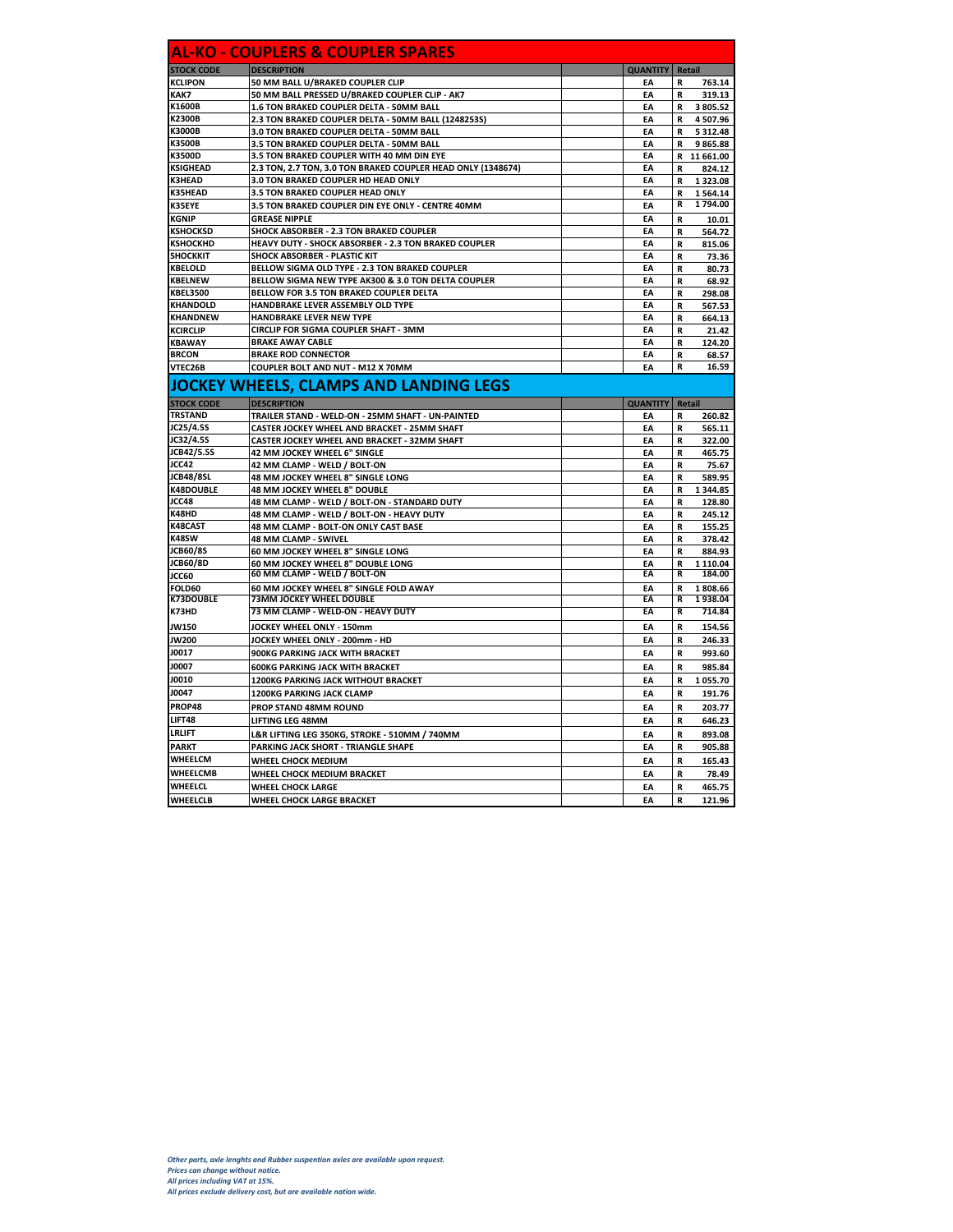## AL-KO - COUPLERS & COUPLER SPARES

| STOCK CODE | DESCRIPTION | | QUANTITY | Retail |
|---|---|---|---|---|
| KCLIPON | 50 MM BALL U/BRAKED COUPLER CLIP | | EA | R 763.14 |
| KAK7 | 50 MM BALL PRESSED U/BRAKED COUPLER CLIP - AK7 | | EA | R 319.13 |
| K1600B | 1.6 TON BRAKED COUPLER DELTA - 50MM BALL | | EA | R 3 805.52 |
| K2300B | 2.3 TON BRAKED COUPLER DELTA - 50MM BALL (1248253S) | | EA | R 4 507.96 |
| K3000B | 3.0 TON BRAKED COUPLER DELTA - 50MM BALL | | EA | R 5 312.48 |
| K3500B | 3.5 TON BRAKED COUPLER DELTA - 50MM BALL | | EA | R 9 865.88 |
| K3500D | 3.5 TON BRAKED COUPLER WITH 40 MM DIN EYE | | EA | R 11 661.00 |
| KSIGHEAD | 2.3 TON, 2.7 TON, 3.0 TON BRAKED COUPLER HEAD ONLY (1348674) | | EA | R 824.12 |
| K3HEAD | 3.0 TON BRAKED COUPLER HD HEAD ONLY | | EA | R 1 323.08 |
| K35HEAD | 3.5 TON BRAKED COUPLER HEAD ONLY | | EA | R 1 564.14 |
| K35EYE | 3.5 TON BRAKED COUPLER DIN EYE ONLY - CENTRE 40MM | | EA | R 1 794.00 |
| KGNIP | GREASE NIPPLE | | EA | R 10.01 |
| KSHOCKSD | SHOCK ABSORBER - 2.3 TON BRAKED COUPLER | | EA | R 564.72 |
| KSHOCKHD | HEAVY DUTY - SHOCK ABSORBER - 2.3 TON BRAKED COUPLER | | EA | R 815.06 |
| SHOCKKIT | SHOCK ABSORBER - PLASTIC KIT | | EA | R 73.36 |
| KBELOLD | BELLOW SIGMA OLD TYPE - 2.3 TON BRAKED COUPLER | | EA | R 80.73 |
| KBELNEW | BELLOW SIGMA NEW TYPE AK300 & 3.0 TON DELTA COUPLER | | EA | R 68.92 |
| KBEL3500 | BELLOW FOR 3.5 TON BRAKED COUPLER DELTA | | EA | R 298.08 |
| KHANDOLD | HANDBRAKE LEVER ASSEMBLY OLD TYPE | | EA | R 567.53 |
| KHANDNEW | HANDBRAKE LEVER NEW TYPE | | EA | R 664.13 |
| KCIRCLIP | CIRCLIP FOR SIGMA COUPLER SHAFT - 3MM | | EA | R 21.42 |
| KBAWAY | BRAKE AWAY CABLE | | EA | R 124.20 |
| BRCON | BRAKE ROD CONNECTOR | | EA | R 68.57 |
| VTEC26B | COUPLER BOLT AND NUT - M12 X 70MM | | EA | R 16.59 |

## JOCKEY WHEELS, CLAMPS AND LANDING LEGS

| STOCK CODE | DESCRIPTION | | QUANTITY | Retail |
|---|---|---|---|---|
| TRSTAND | TRAILER STAND - WELD-ON - 25MM SHAFT - UN-PAINTED | | EA | R 260.82 |
| JC25/4.5S | CASTER JOCKEY WHEEL AND BRACKET - 25MM SHAFT | | EA | R 565.11 |
| JC32/4.5S | CASTER JOCKEY WHEEL AND BRACKET - 32MM SHAFT | | EA | R 322.00 |
| JCB42/5.5S | 42 MM JOCKEY WHEEL 6" SINGLE | | EA | R 465.75 |
| JCC42 | 42 MM CLAMP - WELD / BOLT-ON | | EA | R 75.67 |
| JCB48/8SL | 48 MM JOCKEY WHEEL 8" SINGLE LONG | | EA | R 589.95 |
| K48DOUBLE | 48 MM JOCKEY WHEEL 8" DOUBLE | | EA | R 1 344.85 |
| JCC48 | 48 MM CLAMP - WELD / BOLT-ON - STANDARD DUTY | | EA | R 128.80 |
| K48HD | 48 MM CLAMP - WELD / BOLT-ON - HEAVY DUTY | | EA | R 245.12 |
| K48CAST | 48 MM CLAMP - BOLT-ON ONLY CAST BASE | | EA | R 155.25 |
| K48SW | 48 MM CLAMP - SWIVEL | | EA | R 378.42 |
| JCB60/8S | 60 MM JOCKEY WHEEL 8" SINGLE LONG | | EA | R 884.93 |
| JCB60/8D | 60 MM JOCKEY WHEEL 8" DOUBLE LONG | | EA | R 1 110.04 |
| JCC60 | 60 MM CLAMP - WELD / BOLT-ON | | EA | R 184.00 |
| FOLD60 | 60 MM JOCKEY WHEEL 8" SINGLE FOLD AWAY | | EA | R 1 808.66 |
| K73DOUBLE | 73MM JOCKEY WHEEL DOUBLE | | EA | R 1 938.04 |
| K73HD | 73 MM CLAMP - WELD-ON - HEAVY DUTY | | EA | R 714.84 |
| JW150 | JOCKEY WHEEL ONLY - 150mm | | EA | R 154.56 |
| JW200 | JOCKEY WHEEL ONLY - 200mm - HD | | EA | R 246.33 |
| J0017 | 900KG PARKING JACK WITH BRACKET | | EA | R 993.60 |
| J0007 | 600KG PARKING JACK WITH BRACKET | | EA | R 985.84 |
| J0010 | 1200KG PARKING JACK WITHOUT BRACKET | | EA | R 1 055.70 |
| J0047 | 1200KG PARKING JACK CLAMP | | EA | R 191.76 |
| PROP48 | PROP STAND 48MM ROUND | | EA | R 203.77 |
| LIFT48 | LIFTING LEG 48MM | | EA | R 646.23 |
| LRLIFT | L&R LIFTING LEG 350KG, STROKE - 510MM / 740MM | | EA | R 893.08 |
| PARKT | PARKING JACK SHORT - TRIANGLE SHAPE | | EA | R 905.88 |
| WHEELCM | WHEEL CHOCK MEDIUM | | EA | R 165.43 |
| WHEELCMB | WHEEL CHOCK MEDIUM BRACKET | | EA | R 78.49 |
| WHEELCL | WHEEL CHOCK LARGE | | EA | R 465.75 |
| WHEELCLB | WHEEL CHOCK LARGE BRACKET | | EA | R 121.96 |

*Other parts, axle lenghts and Rubber suspention axles are available upon request.*
*Prices can change without notice.*
*All prices including VAT at 15%.*
*All prices exclude delivery cost, but are available nation wide.*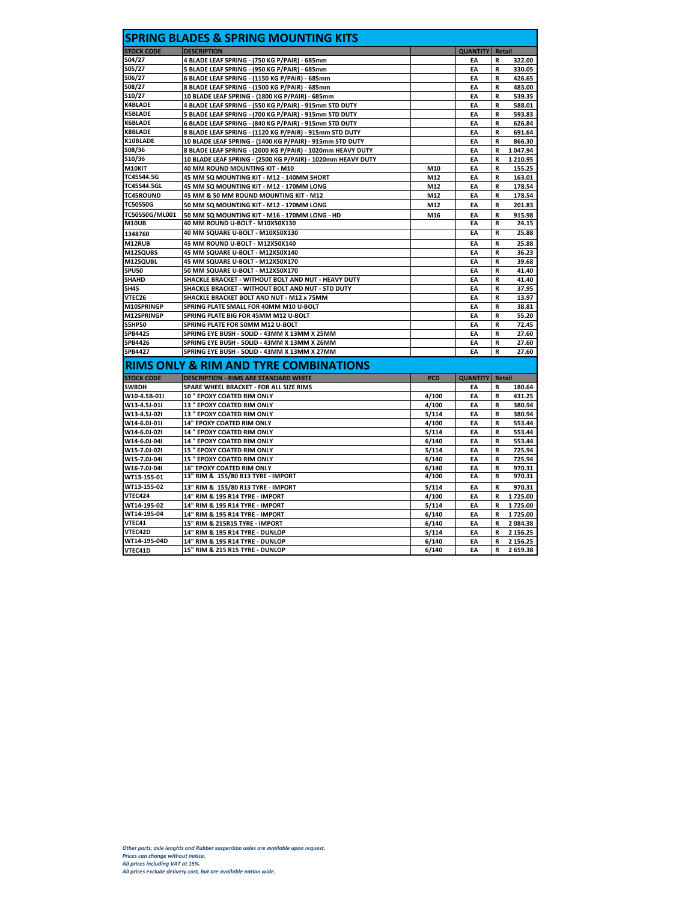## SPRING BLADES & SPRING MOUNTING KITS

| STOCK CODE | DESCRIPTION | | QUANTITY | Retail | |
|---|---|---|---|---|---|
| S04/27 | 4 BLADE LEAF SPRING - (750 KG P/PAIR) - 685mm | | EA | R | 322.00 |
| S05/27 | 5 BLADE LEAF SPRING - (950 KG P/PAIR) - 685mm | | EA | R | 330.05 |
| S06/27 | 6 BLADE LEAF SPRING - (1150 KG P/PAIR) - 685mm | | EA | R | 426.65 |
| S08/27 | 8 BLADE LEAF SPRING - (1500 KG P/PAIR) - 685mm | | EA | R | 483.00 |
| S10/27 | 10 BLADE LEAF SPRING - (1800 KG P/PAIR) - 685mm | | EA | R | 539.35 |
| K4BLADE | 4 BLADE LEAF SPRING - (550 KG P/PAIR) - 915mm STD DUTY | | EA | R | 588.01 |
| K5BLADE | 5 BLADE LEAF SPRING - (700 KG P/PAIR) - 915mm STD DUTY | | EA | R | 593.83 |
| K6BLADE | 6 BLADE LEAF SPRING - (840 KG P/PAIR) - 915mm STD DUTY | | EA | R | 626.84 |
| K8BLADE | 8 BLADE LEAF SPRING - (1120 KG P/PAIR) - 915mm STD DUTY | | EA | R | 691.64 |
| K10BLADE | 10 BLADE LEAF SPRING - (1400 KG P/PAIR) - 915mm STD DUTY | | EA | R | 866.30 |
| S08/36 | 8 BLADE LEAF SPRING - (2000 KG P/PAIR) - 1020mm HEAVY DUTY | | EA | R | 1 047.94 |
| S10/36 | 10 BLADE LEAF SPRING - (2500 KG P/PAIR) - 1020mm HEAVY DUTY | | EA | R | 1 210.95 |
| M10KIT | 40 MM ROUND MOUNTING KIT - M10 | M10 | EA | R | 155.25 |
| TC45S44.5G | 45 MM SQ MOUNTING KIT - M12 - 140MM SHORT | M12 | EA | R | 163.01 |
| TC45S44.5GL | 45 MM SQ MOUNTING KIT - M12 - 170MM LONG | M12 | EA | R | 178.54 |
| TC45ROUND | 45 MM & 50 MM ROUND MOUNTING KIT - M12 | M12 | EA | R | 178.54 |
| TC50S50G | 50 MM SQ MOUNTING KIT - M12 - 170MM LONG | M12 | EA | R | 201.83 |
| TC50S50G/ML001 | 50 MM SQ MOUNTING KIT - M16 - 170MM LONG - HD | M16 | EA | R | 915.98 |
| M10UB | 40 MM ROUND U-BOLT - M10X50X130 | | EA | R | 24.15 |
| 1348760 | 40 MM SQUARE U-BOLT - M10X50X130 | | EA | R | 25.88 |
| M12RUB | 45 MM ROUND U-BOLT - M12X50X140 | | EA | R | 25.88 |
| M12SQUBS | 45 MM SQUARE U-BOLT - M12X50X140 | | EA | R | 36.23 |
| M12SQUBL | 45 MM SQUARE U-BOLT - M12X50X170 | | EA | R | 39.68 |
| SPU50 | 50 MM SQUARE U-BOLT - M12X50X170 | | EA | R | 41.40 |
| SHAHD | SHACKLE BRACKET - WITHOUT BOLT AND NUT - HEAVY DUTY | | EA | R | 41.40 |
| SH45 | SHACKLE BRACKET - WITHOUT BOLT AND NUT - STD DUTY | | EA | R | 37.95 |
| VTEC26 | SHACKLE BRACKET BOLT AND NUT - M12 x 75MM | | EA | R | 13.97 |
| M10SPRINGP | SPRING PLATE SMALL FOR 40MM M10 U-BOLT | | EA | R | 38.81 |
| M12SPRINGP | SPRING PLATE BIG FOR 45MM M12 U-BOLT | | EA | R | 55.20 |
| S5HP50 | SPRING PLATE FOR 50MM M12 U-BOLT | | EA | R | 72.45 |
| SPB4425 | SPRING EYE BUSH - SOLID - 43MM X 13MM X 25MM | | EA | R | 27.60 |
| SPB4426 | SPRING EYE BUSH - SOLID - 43MM X 13MM X 26MM | | EA | R | 27.60 |
| SPB4427 | SPRING EYE BUSH - SOLID - 43MM X 13MM X 27MM | | EA | R | 27.60 |

## RIMS ONLY & RIM AND TYRE COMBINATIONS

| STOCK CODE | DESCRIPTION - RIMS ARE STANDARD WHITE | PCD | QUANTITY | Retail | |
|---|---|---|---|---|---|
| SWBDH | SPARE WHEEL BRACKET - FOR ALL SIZE RIMS | | EA | R | 180.64 |
| W10-4.5B-01I | 10 " EPOXY COATED RIM ONLY | 4/100 | EA | R | 431.25 |
| W13-4.5J-01I | 13 " EPOXY COATED RIM ONLY | 4/100 | EA | R | 380.94 |
| W13-4.5J-02I | 13 " EPOXY COATED RIM ONLY | 5/114 | EA | R | 380.94 |
| W14-6.0J-01I | 14" EPOXY COATED RIM ONLY | 4/100 | EA | R | 553.44 |
| W14-6.0J-02I | 14 " EPOXY COATED RIM ONLY | 5/114 | EA | R | 553.44 |
| W14-6.0J-04I | 14 " EPOXY COATED RIM ONLY | 6/140 | EA | R | 553.44 |
| W15-7.0J-02I | 15 " EPOXY COATED RIM ONLY | 5/114 | EA | R | 725.94 |
| W15-7.0J-04I | 15 " EPOXY COATED RIM ONLY | 6/140 | EA | R | 725.94 |
| W16-7.0J-04I | 16" EPOXY COATED RIM ONLY | 6/140 | EA | R | 970.31 |
| WT13-155-01 | 13" RIM & 155/80 R13 TYRE - IMPORT | 4/100 | EA | R | 970.31 |
| WT13-155-02 | 13" RIM & 155/80 R13 TYRE - IMPORT | 5/114 | EA | R | 970.31 |
| VTEC424 | 14" RIM & 195 R14 TYRE - IMPORT | 4/100 | EA | R | 1 725.00 |
| WT14-195-02 | 14" RIM & 195 R14 TYRE - IMPORT | 5/114 | EA | R | 1 725.00 |
| WT14-195-04 | 14" RIM & 195 R14 TYRE - IMPORT | 6/140 | EA | R | 1 725.00 |
| VTEC41 | 15" RIM & 215R15 TYRE - IMPORT | 6/140 | EA | R | 2 084.38 |
| VTEC42D | 14" RIM & 195 R14 TYRE - DUNLOP | 5/114 | EA | R | 2 156.25 |
| WT14-195-04D | 14" RIM & 195 R14 TYRE - DUNLOP | 6/140 | EA | R | 2 156.25 |
| VTEC41D | 15" RIM & 215 R15 TYRE - DUNLOP | 6/140 | EA | R | 2 659.38 |

*Other parts, axle lenghts and Rubber suspention axles are available upon request.*
*Prices can change without notice.*
*All prices including VAT at 15%.*
*All prices exclude delivery cost, but are available nation wide.*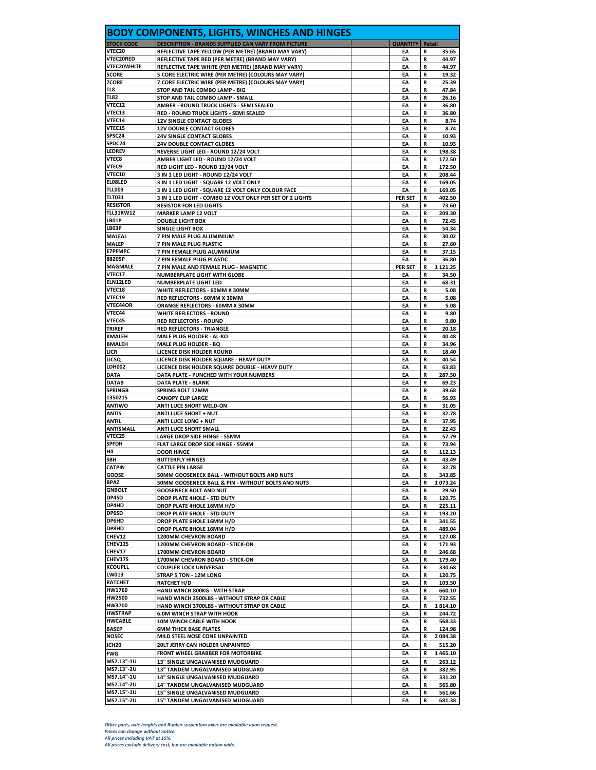## BODY COMPONENTS, LIGHTS, WINCHES AND HINGES

| STOCK CODE | DESCRIPTION - BRANDS SUPPLIED CAN VARY FROM PICTURE | | QUANTITY | Retail | |
|---|---|---|---|---|---|
| VTEC20 | REFLECTIVE TAPE YELLOW (PER METRE) (BRAND MAY VARY) | | EA | R | 35.65 |
| VTEC20RED | REFLECTIVE TAPE RED (PER METRE) (BRAND MAY VARY) | | EA | R | 44.97 |
| VTEC20WHITE | REFLECTIVE TAPE WHITE (PER METRE) (BRAND MAY VARY) | | EA | R | 44.97 |
| 5CORE | 5 CORE ELECTRIC WIRE (PER METRE) (COLOURS MAY VARY) | | EA | R | 19.32 |
| 7CORE | 7 CORE ELECTRIC WIRE (PER METRE) (COLOURS MAY VARY) | | EA | R | 25.39 |
| TL8 | STOP AND TAIL COMBO LAMP - BIG | | EA | R | 47.84 |
| TL82 | STOP AND TAIL COMBO LAMP - SMALL | | EA | R | 26.16 |
| VTEC12 | AMBER - ROUND TRUCK LIGHTS - SEMI SEALED | | EA | R | 36.80 |
| VTEC13 | RED - ROUND TRUCK LIGHTS - SEMI SEALED | | EA | R | 36.80 |
| VTEC14 | 12V SINGLE CONTACT GLOBES | | EA | R | 8.74 |
| VTEC15 | 12V DOUBLE CONTACT GLOBES | | EA | R | 8.74 |
| SPSC24 | 24V SINGLE CONTACT GLOBES | | EA | R | 10.93 |
| SPDC24 | 24V DOUBLE CONTACT GLOBES | | EA | R | 10.93 |
| LEDREV | REVERSE LIGHT LED - ROUND 12/24 VOLT | | EA | R | 198.38 |
| VTEC8 | AMBER LIGHT LED - ROUND 12/24 VOLT | | EA | R | 172.50 |
| VTEC9 | RED LIGHT LED - ROUND 12/24 VOLT | | EA | R | 172.50 |
| VTEC10 | 3 IN 1 LED LIGHT - ROUND 12/24 VOLT | | EA | R | 208.44 |
| EL08LED | 3 IN 1 LED LIGHT - SQUARE 12 VOLT ONLY | | EA | R | 169.05 |
| TLL003 | 3 IN 1 LED LIGHT - SQUARE 12 VOLT ONLY COLOUR FACE | | EA | R | 169.05 |
| TLT031 | 3 IN 1 LED LIGHT - COMBO 12 VOLT ONLY PER SET OF 2 LIGHTS | | PER SET | R | 402.50 |
| RESISTOR | RESISTOR FOR LED LIGHTS | | EA | R | 73.60 |
| TLL31RW12 | MARKER LAMP 12 VOLT | | EA | R | 209.30 |
| LB01P | DOUBLE LIGHT BOX | | EA | R | 72.45 |
| LB03P | SINGLE LIGHT BOX | | EA | R | 54.34 |
| MALEAL | 7 PIN MALE PLUG ALUMINIUM | | EA | R | 30.02 |
| MALEP | 7 PIN MALE PLUG PLASTIC | | EA | R | 27.60 |
| E7PFMPC | 7 PIN FEMALE PLUG ALUMINIUM | | EA | R | 37.15 |
| 88205P | 7 PIN FEMALE PLUG PLASTIC | | EA | R | 36.80 |
| MAGMALE | 7 PIN MALE AND FEMALE PLUG - MAGNETIC | | PER SET | R | 1 121.25 |
| VTEC17 | NUMBERPLATE LIGHT WITH GLOBE | | EA | R | 34.50 |
| ELN12LED | NUMBERPLATE LIGHT LED | | EA | R | 68.31 |
| VTEC18 | WHITE REFLECTORS - 60MM X 30MM | | EA | R | 5.08 |
| VTEC19 | RED REFLECTORS - 60MM X 30MM | | EA | R | 5.08 |
| VTEC44OR | ORANGE REFLECTORS - 60MM X 30MM | | EA | R | 5.08 |
| VTEC44 | WHITE REFLECTORS - ROUND | | EA | R | 9.80 |
| VTEC45 | RED REFLECTORS - ROUND | | EA | R | 9.80 |
| TRIREF | RED REFLECTORS - TRIANGLE | | EA | R | 20.18 |
| KMALEH | MALE PLUG HOLDER - AL-KO | | EA | R | 40.48 |
| BMALEH | MALE PLUG HOLDER - BQ | | EA | R | 34.96 |
| LICR | LICENCE DISK HOLDER ROUND | | EA | R | 18.40 |
| LICSQ | LICENCE DISK HOLDER SQUARE - HEAVY DUTY | | EA | R | 40.54 |
| LDH002 | LICENCE DISK HOLDER SQUARE DOUBLE - HEAVY DUTY | | EA | R | 63.83 |
| DATA | DATA PLATE - PUNCHED WITH YOUR NUMBERS | | EA | R | 287.50 |
| DATAB | DATA PLATE - BLANK | | EA | R | 69.23 |
| SPRINGB | SPRING BOLT 12MM | | EA | R | 39.68 |
| 1350215 | CANOPY CLIP LARGE | | EA | R | 56.93 |
| ANTIWO | ANTI LUCE SHORT WELD-ON | | EA | R | 31.05 |
| ANTIS | ANTI LUCE SHORT + NUT | | EA | R | 32.78 |
| ANTIL | ANTI LUCE LONG + NUT | | EA | R | 37.95 |
| ANTISMALL | ANTI LUCE SHORT SMALL | | EA | R | 22.43 |
| VTEC25 | LARGE DROP SIDE HINGE - 55MM | | EA | R | 57.79 |
| SPFDH | FLAT LARGE DROP SIDE HINGE - 55MM | | EA | R | 73.94 |
| H4 | DOOR HINGE | | EA | R | 112.13 |
| SBH | BUTTERFLY HINGES | | EA | R | 43.49 |
| CATPIN | CATTLE PIN LARGE | | EA | R | 32.78 |
| GOOSE | 50MM GOOSENECK BALL - WITHOUT BOLTS AND NUTS | | EA | R | 343.85 |
| BPAZ | 50MM GOOSENECK BALL & PIN - WITHOUT BOLTS AND NUTS | | EA | R | 1 073.24 |
| GNBOLT | GOOSENECK BOLT AND NUT | | EA | R | 29.50 |
| DP4SD | DROP PLATE 4HOLE - STD DUTY | | EA | R | 120.75 |
| DP4HD | DROP PLATE 4HOLE 16MM H/D | | EA | R | 225.11 |
| DP6SD | DROP PLATE 6HOLE - STD DUTY | | EA | R | 193.20 |
| DP6HD | DROP PLATE 6HOLE 16MM H/D | | EA | R | 341.55 |
| DP8HD | DROP PLATE 8HOLE 16MM H/D | | EA | R | 489.04 |
| CHEV12 | 1200MM CHEVRON BOARD | | EA | R | 127.08 |
| CHEV12S | 1200MM CHEVRON BOARD - STICK-ON | | EA | R | 171.93 |
| CHEV17 | 1700MM CHEVRON BOARD | | EA | R | 246.68 |
| CHEV17S | 1700MM CHEVRON BOARD - STICK-ON | | EA | R | 179.40 |
| KCOUPLL | COUPLER LOCK UNIVERSAL | | EA | R | 330.68 |
| LW013 | STRAP 5 TON - 12M LONG | | EA | R | 120.75 |
| RATCHET | RATCHET H/D | | EA | R | 103.50 |
| HW1760 | HAND WINCH 800KG - WITH STRAP | | EA | R | 660.10 |
| HW2500 | HAND WINCH 2500LBS - WITHOUT STRAP OR CABLE | | EA | R | 732.55 |
| HW3700 | HAND WINCH 3700LBS - WITHOUT STRAP OR CABLE | | EA | R | 1 814.10 |
| HWSTRAP | 6.0M WINCH STRAP WITH HOOK | | EA | R | 244.72 |
| HWCABLE | 10M WINCH CABLE WITH HOOK | | EA | R | 568.33 |
| BASEP | 6MM THICK BASE PLATES | | EA | R | 124.98 |
| NOSEC | MILD STEEL NOSE CONE UNPAINTED | | EA | R | 2 084.38 |
| JCH20 | 20LT JERRY CAN HOLDER UNPAINTED | | EA | R | 515.20 |
| FWG | FRONT WHEEL GRABBER FOR MOTORBIKE | | EA | R | 1 465.10 |
| MS7.13"-1U | 13" SINGLE UNGALVANISED MUDGUARD | | EA | R | 263.12 |
| MS7.13"-2U | 13" TANDEM UNGALVANISED MUDGUARD | | EA | R | 382.95 |
| MS7.14"-1U | 14" SINGLE UNGALVANISED MUDGUARD | | EA | R | 331.20 |
| MS7.14"-2U | 14" TANDEM UNGALVANISED MUDGUARD | | EA | R | 565.80 |
| MS7.15"-1U | 15" SINGLE UNGALVANISED MUDGUARD | | EA | R | 561.66 |
| MS7.15"-2U | 15" TANDEM UNGALVANISED MUDGUARD | | EA | R | 681.38 |

*Other parts, axle lenghts and Rubber suspention axles are available upon request.*
*Prices can change without notice.*
*All prices including VAT at 15%.*
*All prices exclude delivery cost, but are available nation wide.*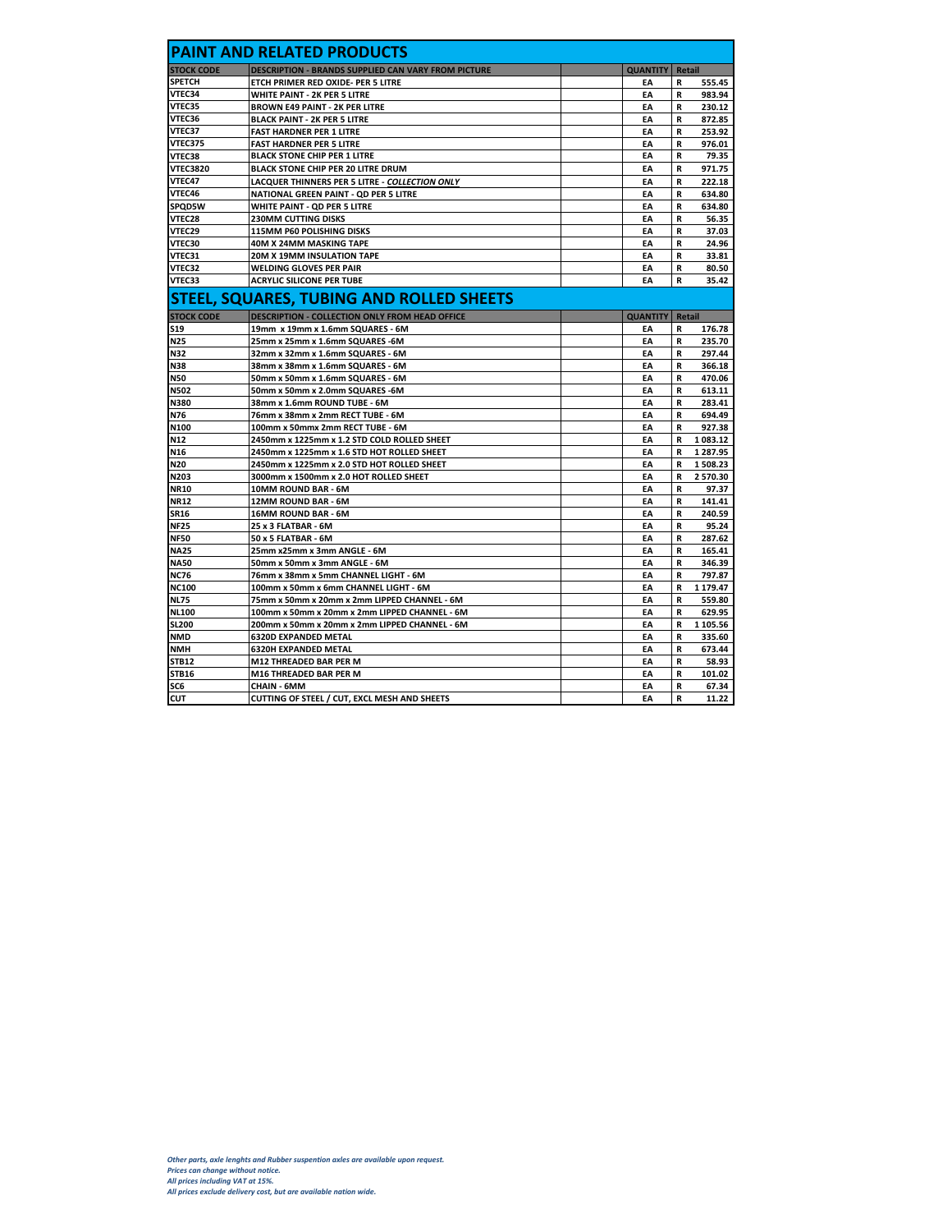## PAINT AND RELATED PRODUCTS

| STOCK CODE | DESCRIPTION - BRANDS SUPPLIED CAN VARY FROM PICTURE | | QUANTITY | Retail | |
|---|---|---|---|---|---|
| SPETCH | ETCH PRIMER RED OXIDE- PER 5 LITRE | | EA | R | 555.45 |
| VTEC34 | WHITE PAINT - 2K PER 5 LITRE | | EA | R | 983.94 |
| VTEC35 | BROWN E49 PAINT - 2K PER LITRE | | EA | R | 230.12 |
| VTEC36 | BLACK PAINT - 2K PER 5 LITRE | | EA | R | 872.85 |
| VTEC37 | FAST HARDNER PER 1 LITRE | | EA | R | 253.92 |
| VTEC375 | FAST HARDNER PER 5 LITRE | | EA | R | 976.01 |
| VTEC38 | BLACK STONE CHIP PER 1 LITRE | | EA | R | 79.35 |
| VTEC3820 | BLACK STONE CHIP PER 20 LITRE DRUM | | EA | R | 971.75 |
| VTEC47 | LACQUER THINNERS PER 5 LITRE - *COLLECTION ONLY* | | EA | R | 222.18 |
| VTEC46 | NATIONAL GREEN PAINT - QD PER 5 LITRE | | EA | R | 634.80 |
| SPQD5W | WHITE PAINT - QD PER 5 LITRE | | EA | R | 634.80 |
| VTEC28 | 230MM CUTTING DISKS | | EA | R | 56.35 |
| VTEC29 | 115MM P60 POLISHING DISKS | | EA | R | 37.03 |
| VTEC30 | 40M X 24MM MASKING TAPE | | EA | R | 24.96 |
| VTEC31 | 20M X 19MM INSULATION TAPE | | EA | R | 33.81 |
| VTEC32 | WELDING GLOVES PER PAIR | | EA | R | 80.50 |
| VTEC33 | ACRYLIC SILICONE PER TUBE | | EA | R | 35.42 |

## STEEL, SQUARES, TUBING AND ROLLED SHEETS

| STOCK CODE | DESCRIPTION - COLLECTION ONLY FROM HEAD OFFICE | | QUANTITY | Retail | |
|---|---|---|---|---|---|
| S19 | 19mm x 19mm x 1.6mm SQUARES - 6M | | EA | R | 176.78 |
| N25 | 25mm x 25mm x 1.6mm SQUARES -6M | | EA | R | 235.70 |
| N32 | 32mm x 32mm x 1.6mm SQUARES - 6M | | EA | R | 297.44 |
| N38 | 38mm x 38mm x 1.6mm SQUARES - 6M | | EA | R | 366.18 |
| N50 | 50mm x 50mm x 1.6mm SQUARES - 6M | | EA | R | 470.06 |
| N502 | 50mm x 50mm x 2.0mm SQUARES -6M | | EA | R | 613.11 |
| N380 | 38mm x 1.6mm ROUND TUBE - 6M | | EA | R | 283.41 |
| N76 | 76mm x 38mm x 2mm RECT TUBE - 6M | | EA | R | 694.49 |
| N100 | 100mm x 50mmx 2mm RECT TUBE - 6M | | EA | R | 927.38 |
| N12 | 2450mm x 1225mm x 1.2 STD COLD ROLLED SHEET | | EA | R | 1 083.12 |
| N16 | 2450mm x 1225mm x 1.6 STD HOT ROLLED SHEET | | EA | R | 1 287.95 |
| N20 | 2450mm x 1225mm x 2.0 STD HOT ROLLED SHEET | | EA | R | 1 508.23 |
| N203 | 3000mm x 1500mm x 2.0 HOT ROLLED SHEET | | EA | R | 2 570.30 |
| NR10 | 10MM ROUND BAR - 6M | | EA | R | 97.37 |
| NR12 | 12MM ROUND BAR - 6M | | EA | R | 141.41 |
| SR16 | 16MM ROUND BAR - 6M | | EA | R | 240.59 |
| NF25 | 25 x 3 FLATBAR - 6M | | EA | R | 95.24 |
| NF50 | 50 x 5 FLATBAR - 6M | | EA | R | 287.62 |
| NA25 | 25mm x25mm x 3mm ANGLE - 6M | | EA | R | 165.41 |
| NA50 | 50mm x 50mm x 3mm ANGLE - 6M | | EA | R | 346.39 |
| NC76 | 76mm x 38mm x 5mm CHANNEL LIGHT - 6M | | EA | R | 797.87 |
| NC100 | 100mm x 50mm x 6mm CHANNEL LIGHT - 6M | | EA | R | 1 179.47 |
| NL75 | 75mm x 50mm x 20mm x 2mm LIPPED CHANNEL - 6M | | EA | R | 559.80 |
| NL100 | 100mm x 50mm x 20mm x 2mm LIPPED CHANNEL - 6M | | EA | R | 629.95 |
| SL200 | 200mm x 50mm x 20mm x 2mm LIPPED CHANNEL - 6M | | EA | R | 1 105.56 |
| NMD | 6320D EXPANDED METAL | | EA | R | 335.60 |
| NMH | 6320H EXPANDED METAL | | EA | R | 673.44 |
| STB12 | M12 THREADED BAR PER M | | EA | R | 58.93 |
| STB16 | M16 THREADED BAR PER M | | EA | R | 101.02 |
| SC6 | CHAIN - 6MM | | EA | R | 67.34 |
| CUT | CUTTING OF STEEL / CUT, EXCL MESH AND SHEETS | | EA | R | 11.22 |

*Other parts, axle lenghts and Rubber suspention axles are available upon request.*
*Prices can change without notice.*
*All prices including VAT at 15%.*
*All prices exclude delivery cost, but are available nation wide.*